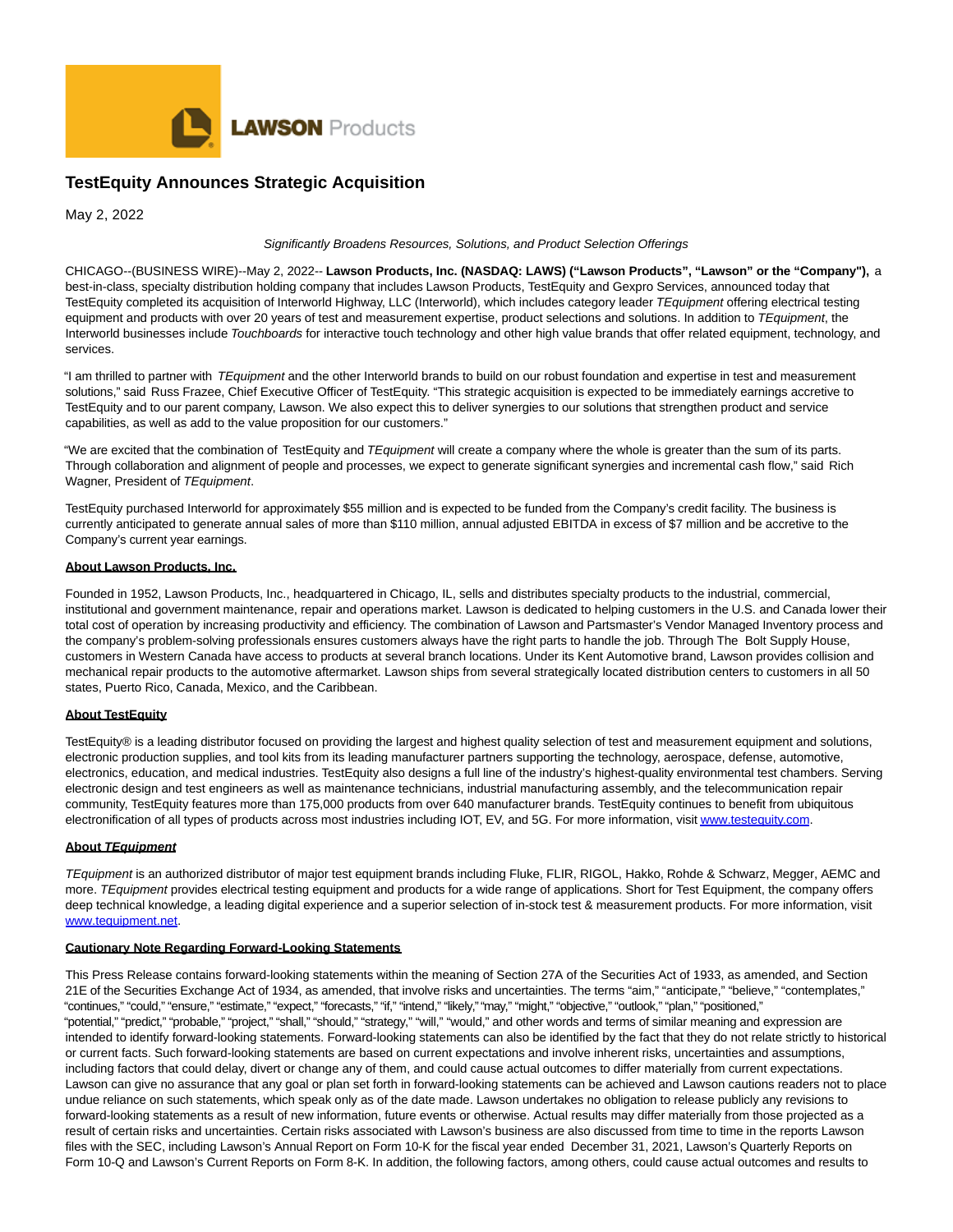# TestEquity Announces Strategic Acquisition

May 2, 2022

*Significantly Broadens Resources, Solutions, and Product Selection Offerings*

CHICAGO--(BUSINESS WIRE)--May 2, 2022-- **Lawson Products, Inc. (NASDAQ: LAWS) ("Lawson Products", "Lawson" or the "Company"),** a best-in-class, specialty distribution holding company that includes Lawson Products, TestEquity and Gexpro Services, announced today that TestEquity completed its acquisition of Interworld Highway, LLC (Interworld), which includes category leader *TEquipment* offering electrical testing equipment and products with over 20 years of test and measurement expertise, product selections and solutions. In addition to *TEquipment*, the Interworld businesses include *Touchboards* for interactive touch technology and other high value brands that offer related equipment, technology, and services.

"I am thrilled to partner with *TEquipment* and the other Interworld brands to build on our robust foundation and expertise in test and measurement solutions," said Russ Frazee, Chief Executive Officer of TestEquity. "This strategic acquisition is expected to be immediately earnings accretive to TestEquity and to our parent company, Lawson. We also expect this to deliver synergies to our solutions that strengthen product and service capabilities, as well as add to the value proposition for our customers."

"We are excited that the combination of TestEquity and *TEquipment* will create a company where the whole is greater than the sum of its parts. Through collaboration and alignment of people and processes, we expect to generate significant synergies and incremental cash flow," said Rich Wagner, President of *TEquipment*.

TestEquity purchased Interworld for approximately $55 million and is expected to be funded from the Company's credit facility. The business is currently anticipated to generate annual sales of more than $110 million, annual adjusted EBITDA in excess of $7 million and be accretive to the Company's current year earnings.

**About Lawson Products, Inc.**

Founded in 1952, Lawson Products, Inc., headquartered in Chicago, IL, sells and distributes specialty products to the industrial, commercial, institutional and government maintenance, repair and operations market. Lawson is dedicated to helping customers in the U.S. and Canada lower their total cost of operation by increasing productivity and efficiency. The combination of Lawson and Partsmaster's Vendor Managed Inventory process and the company's problem-solving professionals ensures customers always have the right parts to handle the job. Through The Bolt Supply House, customers in Western Canada have access to products at several branch locations. Under its Kent Automotive brand, Lawson provides collision and mechanical repair products to the automotive aftermarket. Lawson ships from several strategically located distribution centers to customers in all 50 states, Puerto Rico, Canada, Mexico, and the Caribbean.

**About TestEquity**

TestEquity® is a leading distributor focused on providing the largest and highest quality selection of test and measurement equipment and solutions, electronic production supplies, and tool kits from its leading manufacturer partners supporting the technology, aerospace, defense, automotive, electronics, education, and medical industries. TestEquity also designs a full line of the industry's highest-quality environmental test chambers. Serving electronic design and test engineers as well as maintenance technicians, industrial manufacturing assembly, and the telecommunication repair community, TestEquity features more than 175,000 products from over 640 manufacturer brands. TestEquity continues to benefit from ubiquitous electronification of all types of products across most industries including IOT, EV, and 5G. For more information, visit www.testequity.com.

**About *TEquipment***

*TEquipment* is an authorized distributor of major test equipment brands including Fluke, FLIR, RIGOL, Hakko, Rohde & Schwarz, Megger, AEMC and more. *TEquipment* provides electrical testing equipment and products for a wide range of applications. Short for Test Equipment, the company offers deep technical knowledge, a leading digital experience and a superior selection of in-stock test & measurement products. For more information, visit www.tequipment.net.

**Cautionary Note Regarding Forward-Looking Statements**

This Press Release contains forward-looking statements within the meaning of Section 27A of the Securities Act of 1933, as amended, and Section 21E of the Securities Exchange Act of 1934, as amended, that involve risks and uncertainties. The terms "aim," "anticipate," "believe," "contemplates," "continues," "could," "ensure," "estimate," "expect," "forecasts," "if," "intend," "likely," "may," "might," "objective," "outlook," "plan," "positioned," "potential," "predict," "probable," "project," "shall," "should," "strategy," "will," "would," and other words and terms of similar meaning and expression are intended to identify forward-looking statements. Forward-looking statements can also be identified by the fact that they do not relate strictly to historical or current facts. Such forward-looking statements are based on current expectations and involve inherent risks, uncertainties and assumptions, including factors that could delay, divert or change any of them, and could cause actual outcomes to differ materially from current expectations. Lawson can give no assurance that any goal or plan set forth in forward-looking statements can be achieved and Lawson cautions readers not to place undue reliance on such statements, which speak only as of the date made. Lawson undertakes no obligation to release publicly any revisions to forward-looking statements as a result of new information, future events or otherwise. Actual results may differ materially from those projected as a result of certain risks and uncertainties. Certain risks associated with Lawson's business are also discussed from time to time in the reports Lawson files with the SEC, including Lawson's Annual Report on Form 10-K for the fiscal year ended December 31, 2021, Lawson's Quarterly Reports on Form 10-Q and Lawson's Current Reports on Form 8-K. In addition, the following factors, among others, could cause actual outcomes and results to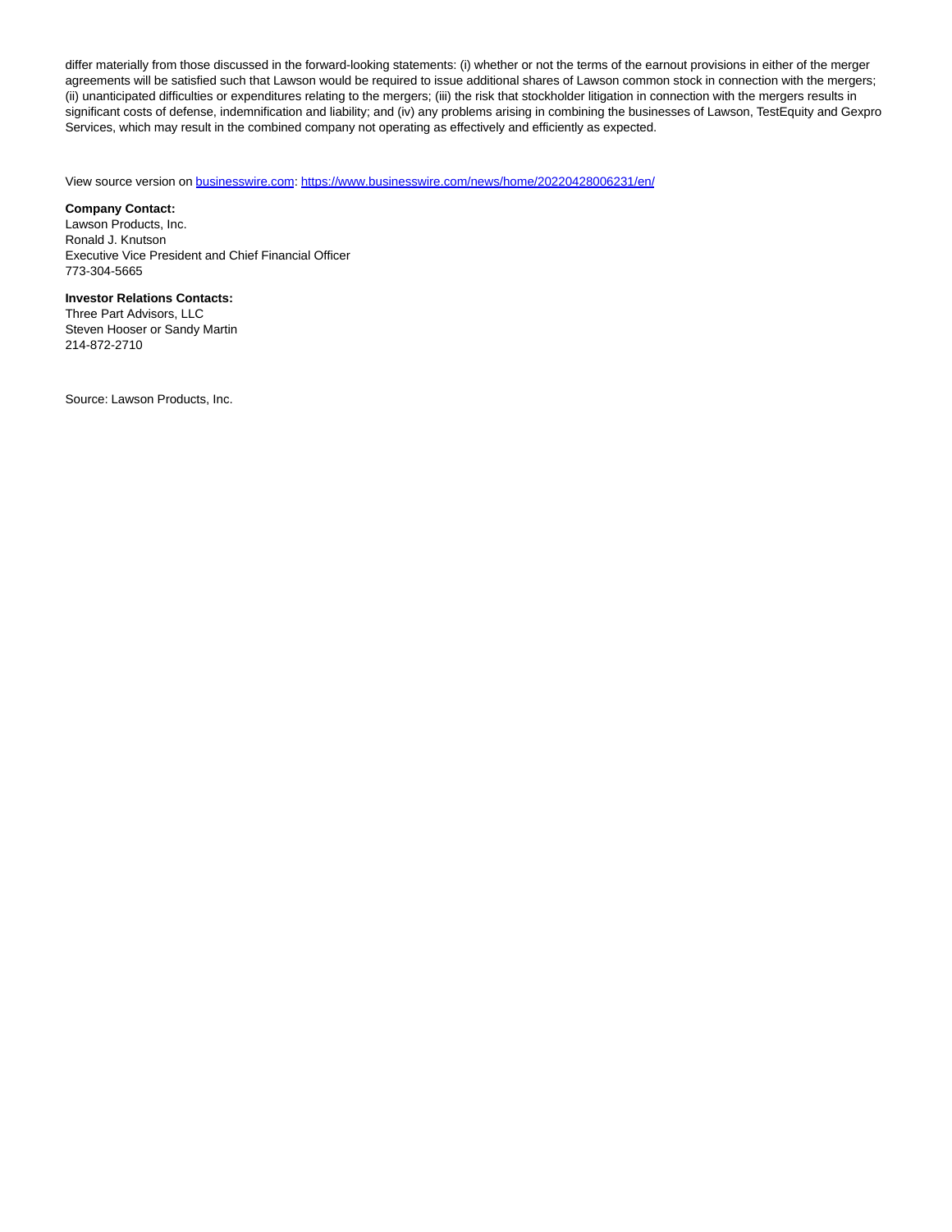differ materially from those discussed in the forward-looking statements: (i) whether or not the terms of the earnout provisions in either of the merger agreements will be satisfied such that Lawson would be required to issue additional shares of Lawson common stock in connection with the mergers; (ii) unanticipated difficulties or expenditures relating to the mergers; (iii) the risk that stockholder litigation in connection with the mergers results in significant costs of defense, indemnification and liability; and (iv) any problems arising in combining the businesses of Lawson, TestEquity and Gexpro Services, which may result in the combined company not operating as effectively and efficiently as expected.

View source version on [businesswire.com](https://www.businesswire.com): [https://www.businesswire.com/news/home/20220428006231/en/](https://www.businesswire.com/news/home/20220428006231/en/)

**Company Contact:**
Lawson Products, Inc.
Ronald J. Knutson
Executive Vice President and Chief Financial Officer
773-304-5665

**Investor Relations Contacts:**
Three Part Advisors, LLC
Steven Hooser or Sandy Martin
214-872-2710

Source: Lawson Products, Inc.